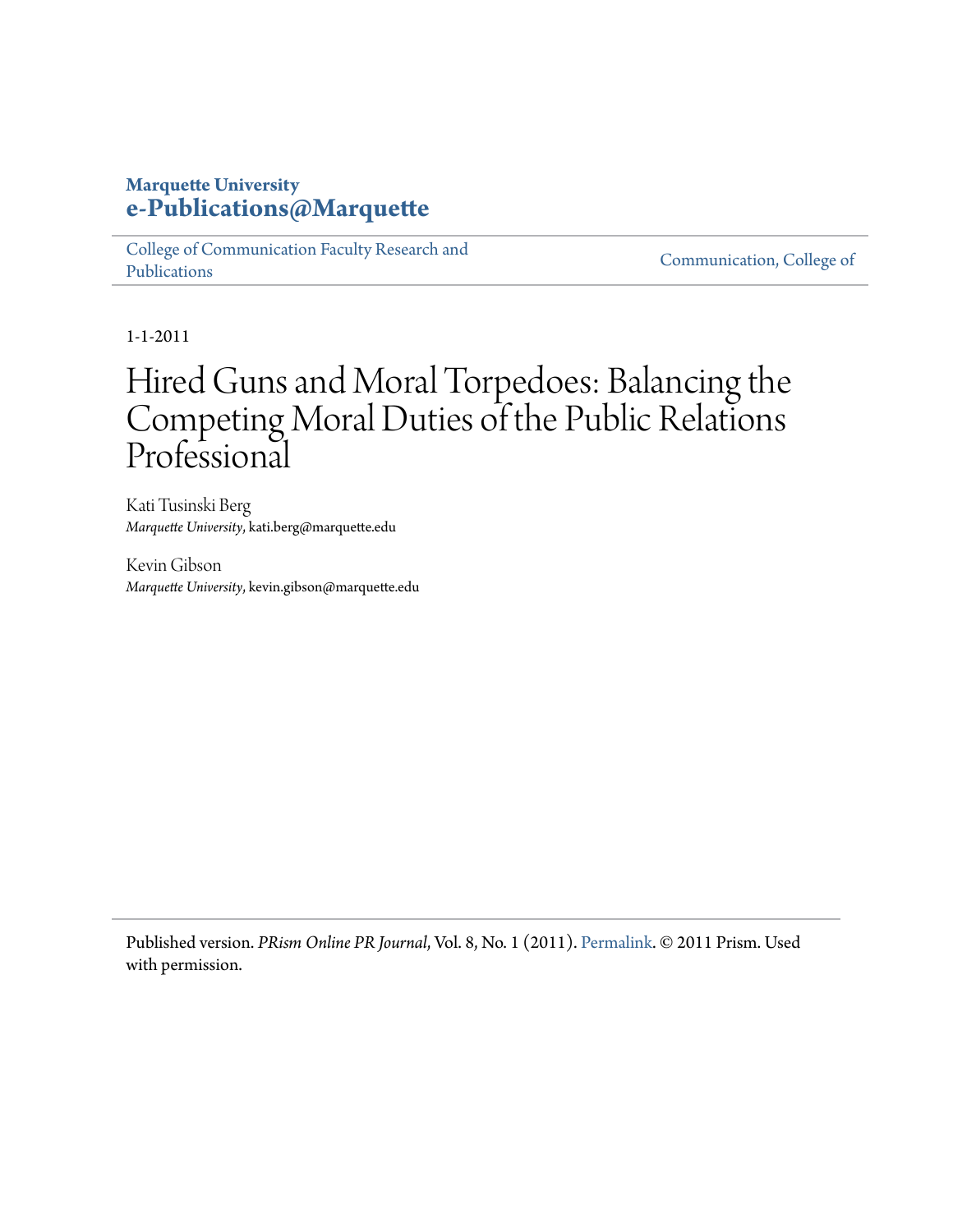Marquette University
**e-Publications@Marquette**

College of Communication Faculty Research and Publications | Communication, College of

1-1-2011

# Hired Guns and Moral Torpedoes: Balancing the Competing Moral Duties of the Public Relations Professional

Kati Tusinski Berg
*Marquette University*, kati.berg@marquette.edu

Kevin Gibson
*Marquette University*, kevin.gibson@marquette.edu

Published version. *PRism Online PR Journal*, Vol. 8, No. 1 (2011). Permalink. © 2011 Prism. Used with permission.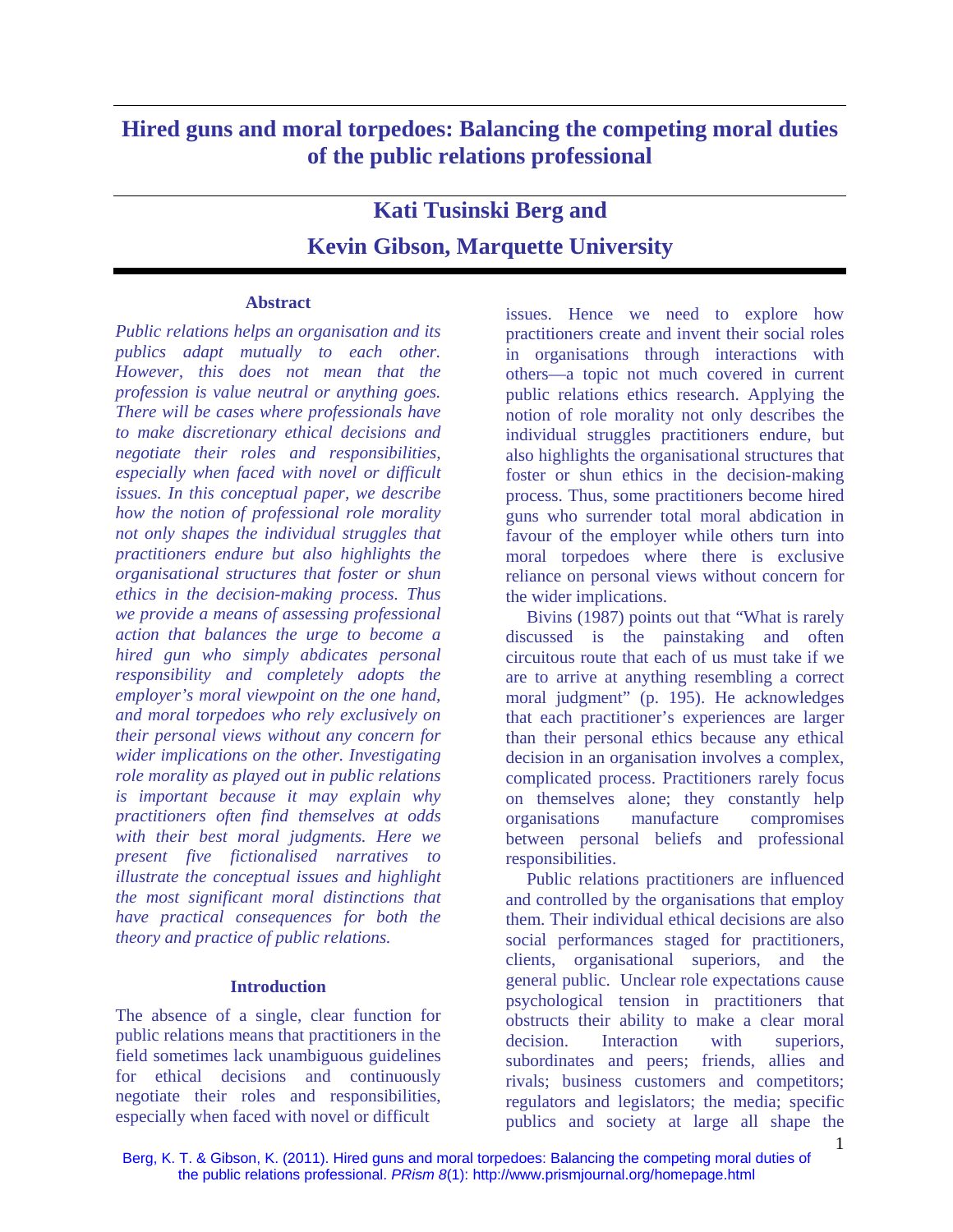# Hired guns and moral torpedoes: Balancing the competing moral duties of the public relations professional

## Kati Tusinski Berg and Kevin Gibson, Marquette University

### Abstract

*Public relations helps an organisation and its publics adapt mutually to each other. However, this does not mean that the profession is value neutral or anything goes. There will be cases where professionals have to make discretionary ethical decisions and negotiate their roles and responsibilities, especially when faced with novel or difficult issues. In this conceptual paper, we describe how the notion of professional role morality not only shapes the individual struggles that practitioners endure but also highlights the organisational structures that foster or shun ethics in the decision-making process. Thus we provide a means of assessing professional action that balances the urge to become a hired gun who simply abdicates personal responsibility and completely adopts the employer's moral viewpoint on the one hand, and moral torpedoes who rely exclusively on their personal views without any concern for wider implications on the other. Investigating role morality as played out in public relations is important because it may explain why practitioners often find themselves at odds with their best moral judgments. Here we present five fictionalised narratives to illustrate the conceptual issues and highlight the most significant moral distinctions that have practical consequences for both the theory and practice of public relations.*

### Introduction

The absence of a single, clear function for public relations means that practitioners in the field sometimes lack unambiguous guidelines for ethical decisions and continuously negotiate their roles and responsibilities, especially when faced with novel or difficult issues. Hence we need to explore how practitioners create and invent their social roles in organisations through interactions with others—a topic not much covered in current public relations ethics research. Applying the notion of role morality not only describes the individual struggles practitioners endure, but also highlights the organisational structures that foster or shun ethics in the decision-making process. Thus, some practitioners become hired guns who surrender total moral abdication in favour of the employer while others turn into moral torpedoes where there is exclusive reliance on personal views without concern for the wider implications.

Bivins (1987) points out that "What is rarely discussed is the painstaking and often circuitous route that each of us must take if we are to arrive at anything resembling a correct moral judgment" (p. 195). He acknowledges that each practitioner's experiences are larger than their personal ethics because any ethical decision in an organisation involves a complex, complicated process. Practitioners rarely focus on themselves alone; they constantly help organisations manufacture compromises between personal beliefs and professional responsibilities.

Public relations practitioners are influenced and controlled by the organisations that employ them. Their individual ethical decisions are also social performances staged for practitioners, clients, organisational superiors, and the general public. Unclear role expectations cause psychological tension in practitioners that obstructs their ability to make a clear moral decision. Interaction with superiors, subordinates and peers; friends, allies and rivals; business customers and competitors; regulators and legislators; the media; specific publics and society at large all shape the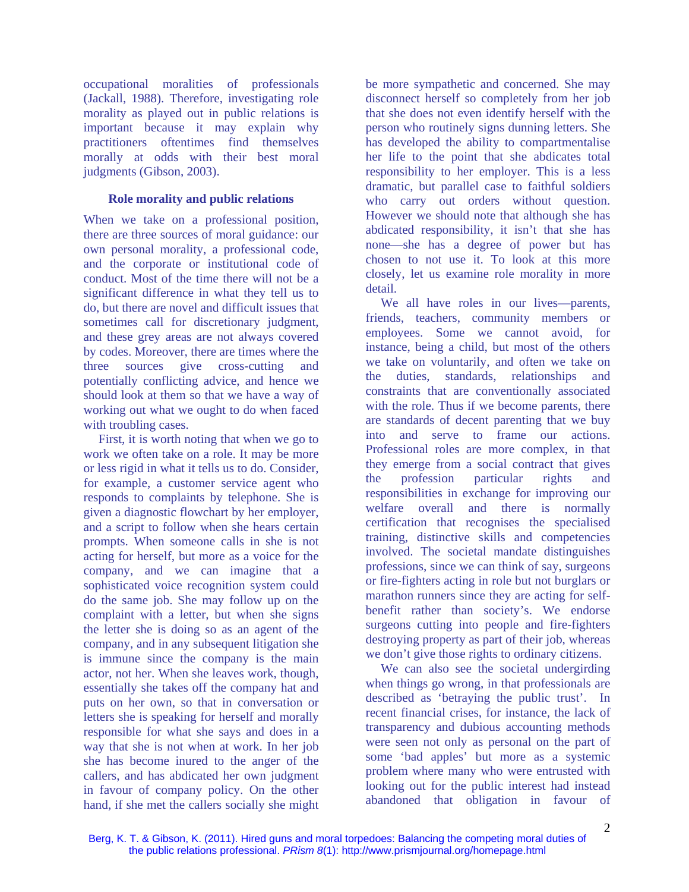occupational moralities of professionals (Jackall, 1988). Therefore, investigating role morality as played out in public relations is important because it may explain why practitioners oftentimes find themselves morally at odds with their best moral judgments (Gibson, 2003).

## Role morality and public relations

When we take on a professional position, there are three sources of moral guidance: our own personal morality, a professional code, and the corporate or institutional code of conduct. Most of the time there will not be a significant difference in what they tell us to do, but there are novel and difficult issues that sometimes call for discretionary judgment, and these grey areas are not always covered by codes. Moreover, there are times where the three sources give cross-cutting and potentially conflicting advice, and hence we should look at them so that we have a way of working out what we ought to do when faced with troubling cases.

First, it is worth noting that when we go to work we often take on a role. It may be more or less rigid in what it tells us to do. Consider, for example, a customer service agent who responds to complaints by telephone. She is given a diagnostic flowchart by her employer, and a script to follow when she hears certain prompts. When someone calls in she is not acting for herself, but more as a voice for the company, and we can imagine that a sophisticated voice recognition system could do the same job. She may follow up on the complaint with a letter, but when she signs the letter she is doing so as an agent of the company, and in any subsequent litigation she is immune since the company is the main actor, not her. When she leaves work, though, essentially she takes off the company hat and puts on her own, so that in conversation or letters she is speaking for herself and morally responsible for what she says and does in a way that she is not when at work. In her job she has become inured to the anger of the callers, and has abdicated her own judgment in favour of company policy. On the other hand, if she met the callers socially she might be more sympathetic and concerned. She may disconnect herself so completely from her job that she does not even identify herself with the person who routinely signs dunning letters. She has developed the ability to compartmentalise her life to the point that she abdicates total responsibility to her employer. This is a less dramatic, but parallel case to faithful soldiers who carry out orders without question. However we should note that although she has abdicated responsibility, it isn't that she has none—she has a degree of power but has chosen to not use it. To look at this more closely, let us examine role morality in more detail.

We all have roles in our lives—parents, friends, teachers, community members or employees. Some we cannot avoid, for instance, being a child, but most of the others we take on voluntarily, and often we take on the duties, standards, relationships and constraints that are conventionally associated with the role. Thus if we become parents, there are standards of decent parenting that we buy into and serve to frame our actions. Professional roles are more complex, in that they emerge from a social contract that gives the profession particular rights and responsibilities in exchange for improving our welfare overall and there is normally certification that recognises the specialised training, distinctive skills and competencies involved. The societal mandate distinguishes professions, since we can think of say, surgeons or fire-fighters acting in role but not burglars or marathon runners since they are acting for self-benefit rather than society's. We endorse surgeons cutting into people and fire-fighters destroying property as part of their job, whereas we don't give those rights to ordinary citizens.

We can also see the societal undergirding when things go wrong, in that professionals are described as 'betraying the public trust'. In recent financial crises, for instance, the lack of transparency and dubious accounting methods were seen not only as personal on the part of some 'bad apples' but more as a systemic problem where many who were entrusted with looking out for the public interest had instead abandoned that obligation in favour of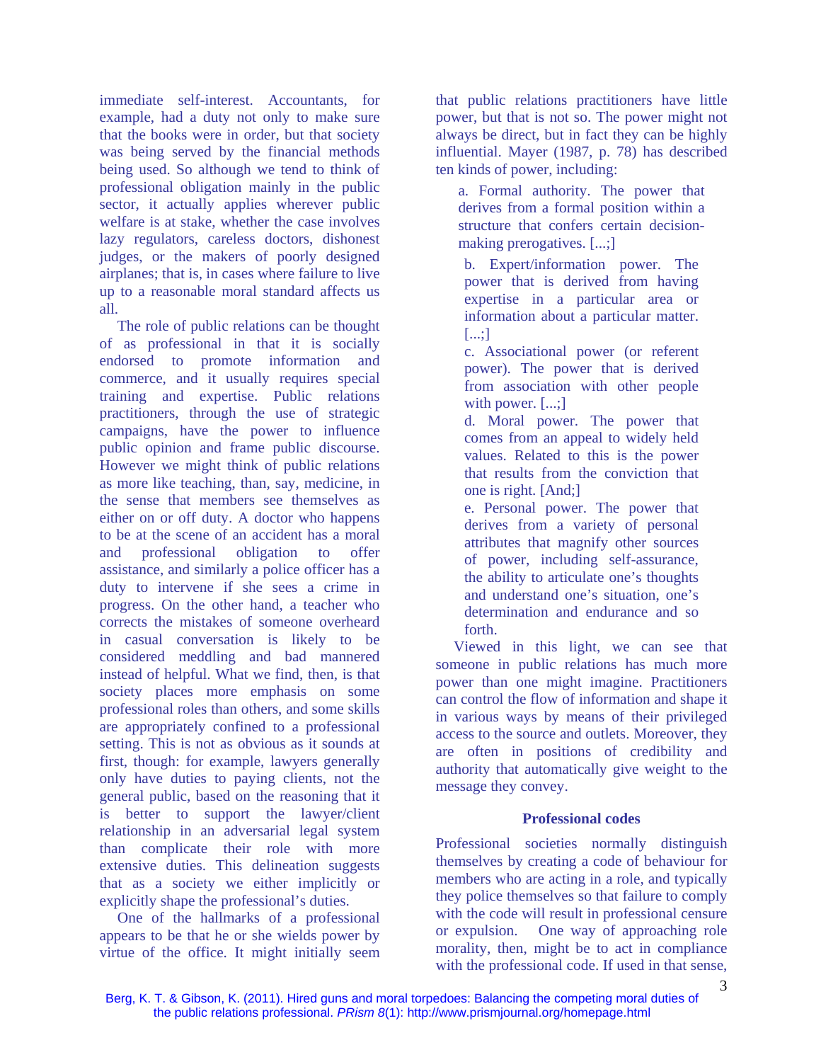immediate self-interest. Accountants, for example, had a duty not only to make sure that the books were in order, but that society was being served by the financial methods being used. So although we tend to think of professional obligation mainly in the public sector, it actually applies wherever public welfare is at stake, whether the case involves lazy regulators, careless doctors, dishonest judges, or the makers of poorly designed airplanes; that is, in cases where failure to live up to a reasonable moral standard affects us all.

The role of public relations can be thought of as professional in that it is socially endorsed to promote information and commerce, and it usually requires special training and expertise. Public relations practitioners, through the use of strategic campaigns, have the power to influence public opinion and frame public discourse. However we might think of public relations as more like teaching, than, say, medicine, in the sense that members see themselves as either on or off duty. A doctor who happens to be at the scene of an accident has a moral and professional obligation to offer assistance, and similarly a police officer has a duty to intervene if she sees a crime in progress. On the other hand, a teacher who corrects the mistakes of someone overheard in casual conversation is likely to be considered meddling and bad mannered instead of helpful. What we find, then, is that society places more emphasis on some professional roles than others, and some skills are appropriately confined to a professional setting. This is not as obvious as it sounds at first, though: for example, lawyers generally only have duties to paying clients, not the general public, based on the reasoning that it is better to support the lawyer/client relationship in an adversarial legal system than complicate their role with more extensive duties. This delineation suggests that as a society we either implicitly or explicitly shape the professional's duties.

One of the hallmarks of a professional appears to be that he or she wields power by virtue of the office. It might initially seem that public relations practitioners have little power, but that is not so. The power might not always be direct, but in fact they can be highly influential. Mayer (1987, p. 78) has described ten kinds of power, including:

> a. Formal authority. The power that derives from a formal position within a structure that confers certain decision-making prerogatives. [...;]
>
> b. Expert/information power. The power that is derived from having expertise in a particular area or information about a particular matter. [...;]
>
> c. Associational power (or referent power). The power that is derived from association with other people with power. [...;]
>
> d. Moral power. The power that comes from an appeal to widely held values. Related to this is the power that results from the conviction that one is right. [And;]
>
> e. Personal power. The power that derives from a variety of personal attributes that magnify other sources of power, including self-assurance, the ability to articulate one's thoughts and understand one's situation, one's determination and endurance and so forth.

Viewed in this light, we can see that someone in public relations has much more power than one might imagine. Practitioners can control the flow of information and shape it in various ways by means of their privileged access to the source and outlets. Moreover, they are often in positions of credibility and authority that automatically give weight to the message they convey.

### Professional codes

Professional societies normally distinguish themselves by creating a code of behaviour for members who are acting in a role, and typically they police themselves so that failure to comply with the code will result in professional censure or expulsion. One way of approaching role morality, then, might be to act in compliance with the professional code. If used in that sense,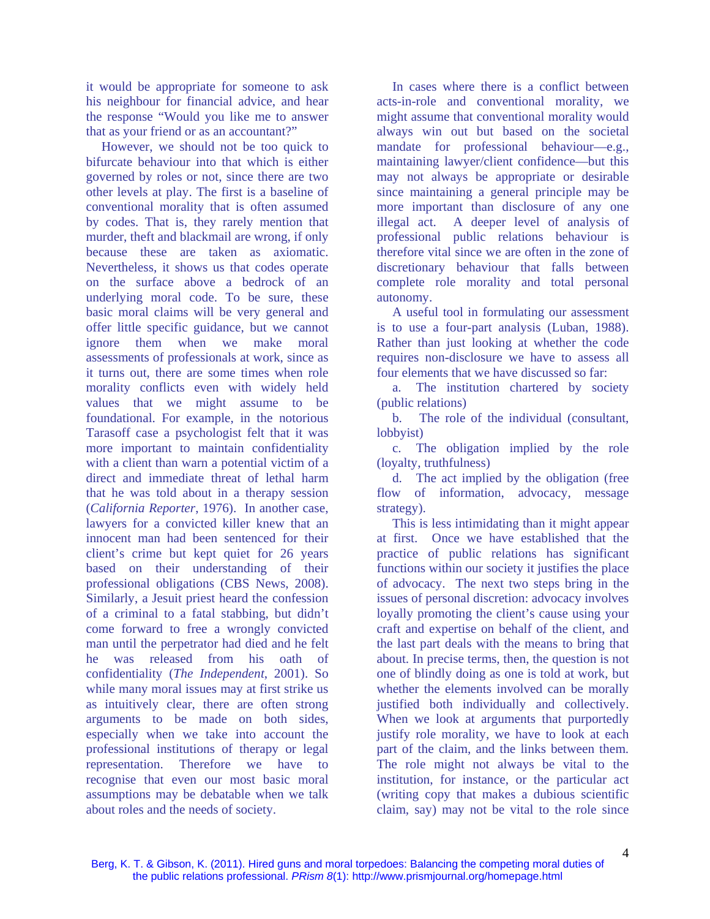it would be appropriate for someone to ask his neighbour for financial advice, and hear the response "Would you like me to answer that as your friend or as an accountant?"

However, we should not be too quick to bifurcate behaviour into that which is either governed by roles or not, since there are two other levels at play. The first is a baseline of conventional morality that is often assumed by codes. That is, they rarely mention that murder, theft and blackmail are wrong, if only because these are taken as axiomatic. Nevertheless, it shows us that codes operate on the surface above a bedrock of an underlying moral code. To be sure, these basic moral claims will be very general and offer little specific guidance, but we cannot ignore them when we make moral assessments of professionals at work, since as it turns out, there are some times when role morality conflicts even with widely held values that we might assume to be foundational. For example, in the notorious Tarasoff case a psychologist felt that it was more important to maintain confidentiality with a client than warn a potential victim of a direct and immediate threat of lethal harm that he was told about in a therapy session (*California Reporter*, 1976). In another case, lawyers for a convicted killer knew that an innocent man had been sentenced for their client's crime but kept quiet for 26 years based on their understanding of their professional obligations (CBS News, 2008). Similarly, a Jesuit priest heard the confession of a criminal to a fatal stabbing, but didn't come forward to free a wrongly convicted man until the perpetrator had died and he felt he was released from his oath of confidentiality (*The Independent*, 2001). So while many moral issues may at first strike us as intuitively clear, there are often strong arguments to be made on both sides, especially when we take into account the professional institutions of therapy or legal representation. Therefore we have to recognise that even our most basic moral assumptions may be debatable when we talk about roles and the needs of society.

In cases where there is a conflict between acts-in-role and conventional morality, we might assume that conventional morality would always win out but based on the societal mandate for professional behaviour—e.g., maintaining lawyer/client confidence—but this may not always be appropriate or desirable since maintaining a general principle may be more important than disclosure of any one illegal act. A deeper level of analysis of professional public relations behaviour is therefore vital since we are often in the zone of discretionary behaviour that falls between complete role morality and total personal autonomy.

A useful tool in formulating our assessment is to use a four-part analysis (Luban, 1988). Rather than just looking at whether the code requires non-disclosure we have to assess all four elements that we have discussed so far:

a. The institution chartered by society (public relations)

b. The role of the individual (consultant, lobbyist)

c. The obligation implied by the role (loyalty, truthfulness)

d. The act implied by the obligation (free flow of information, advocacy, message strategy).

This is less intimidating than it might appear at first. Once we have established that the practice of public relations has significant functions within our society it justifies the place of advocacy. The next two steps bring in the issues of personal discretion: advocacy involves loyally promoting the client's cause using your craft and expertise on behalf of the client, and the last part deals with the means to bring that about. In precise terms, then, the question is not one of blindly doing as one is told at work, but whether the elements involved can be morally justified both individually and collectively. When we look at arguments that purportedly justify role morality, we have to look at each part of the claim, and the links between them. The role might not always be vital to the institution, for instance, or the particular act (writing copy that makes a dubious scientific claim, say) may not be vital to the role since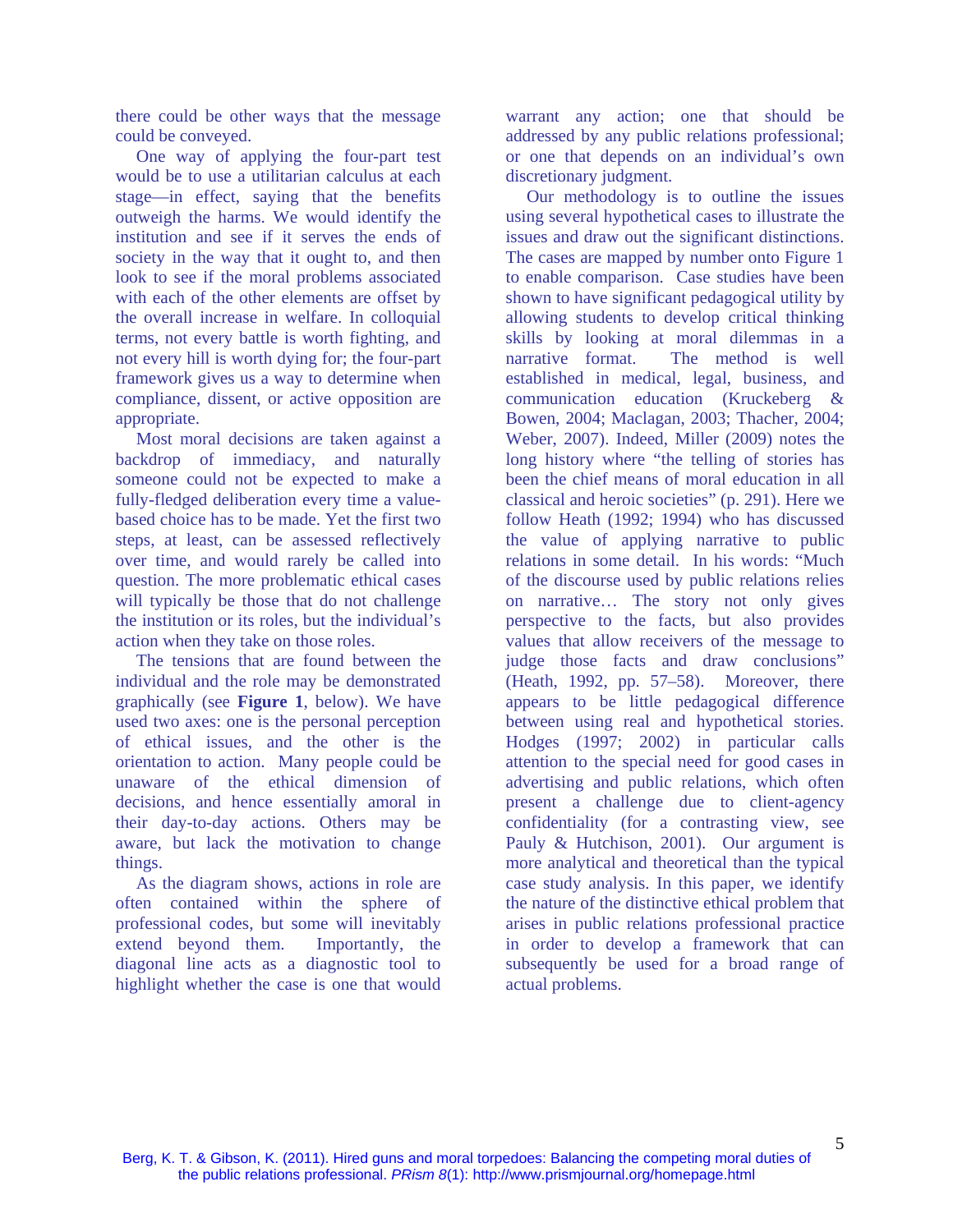there could be other ways that the message could be conveyed.

One way of applying the four-part test would be to use a utilitarian calculus at each stage—in effect, saying that the benefits outweigh the harms. We would identify the institution and see if it serves the ends of society in the way that it ought to, and then look to see if the moral problems associated with each of the other elements are offset by the overall increase in welfare. In colloquial terms, not every battle is worth fighting, and not every hill is worth dying for; the four-part framework gives us a way to determine when compliance, dissent, or active opposition are appropriate.

Most moral decisions are taken against a backdrop of immediacy, and naturally someone could not be expected to make a fully-fledged deliberation every time a value-based choice has to be made. Yet the first two steps, at least, can be assessed reflectively over time, and would rarely be called into question. The more problematic ethical cases will typically be those that do not challenge the institution or its roles, but the individual's action when they take on those roles.

The tensions that are found between the individual and the role may be demonstrated graphically (see **Figure 1**, below). We have used two axes: one is the personal perception of ethical issues, and the other is the orientation to action. Many people could be unaware of the ethical dimension of decisions, and hence essentially amoral in their day-to-day actions. Others may be aware, but lack the motivation to change things.

As the diagram shows, actions in role are often contained within the sphere of professional codes, but some will inevitably extend beyond them. Importantly, the diagonal line acts as a diagnostic tool to highlight whether the case is one that would warrant any action; one that should be addressed by any public relations professional; or one that depends on an individual's own discretionary judgment.

Our methodology is to outline the issues using several hypothetical cases to illustrate the issues and draw out the significant distinctions. The cases are mapped by number onto Figure 1 to enable comparison. Case studies have been shown to have significant pedagogical utility by allowing students to develop critical thinking skills by looking at moral dilemmas in a narrative format. The method is well established in medical, legal, business, and communication education (Kruckeberg & Bowen, 2004; Maclagan, 2003; Thacher, 2004; Weber, 2007). Indeed, Miller (2009) notes the long history where "the telling of stories has been the chief means of moral education in all classical and heroic societies" (p. 291). Here we follow Heath (1992; 1994) who has discussed the value of applying narrative to public relations in some detail. In his words: "Much of the discourse used by public relations relies on narrative… The story not only gives perspective to the facts, but also provides values that allow receivers of the message to judge those facts and draw conclusions" (Heath, 1992, pp. 57–58). Moreover, there appears to be little pedagogical difference between using real and hypothetical stories. Hodges (1997; 2002) in particular calls attention to the special need for good cases in advertising and public relations, which often present a challenge due to client-agency confidentiality (for a contrasting view, see Pauly & Hutchison, 2001). Our argument is more analytical and theoretical than the typical case study analysis. In this paper, we identify the nature of the distinctive ethical problem that arises in public relations professional practice in order to develop a framework that can subsequently be used for a broad range of actual problems.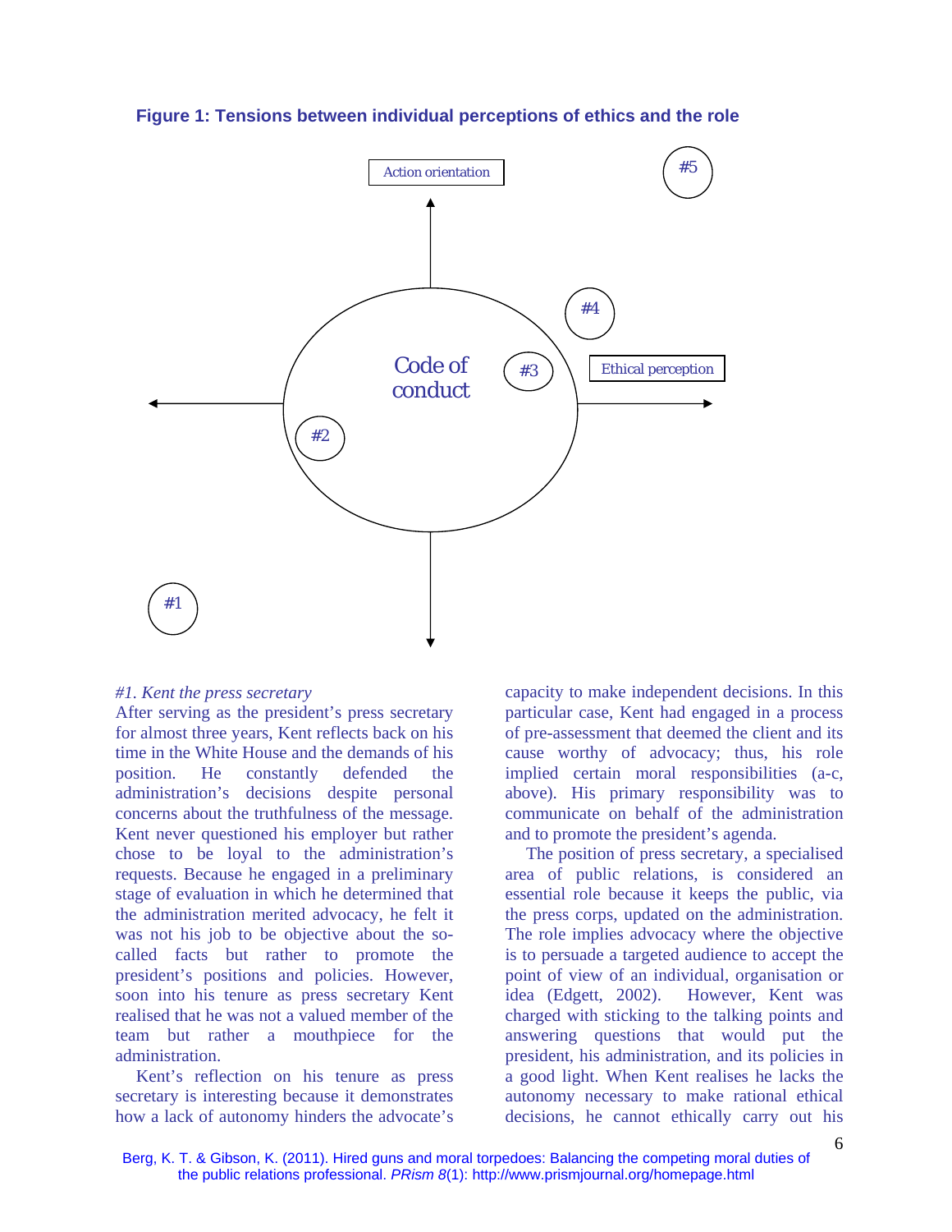**Figure 1: Tensions between individual perceptions of ethics and the role**

Action orientation

Ethical perception

Code of conduct

#1 #2 #3 #4 #5

*#1. Kent the press secretary*

After serving as the president's press secretary for almost three years, Kent reflects back on his time in the White House and the demands of his position. He constantly defended the administration's decisions despite personal concerns about the truthfulness of the message. Kent never questioned his employer but rather chose to be loyal to the administration's requests. Because he engaged in a preliminary stage of evaluation in which he determined that the administration merited advocacy, he felt it was not his job to be objective about the so-called facts but rather to promote the president's positions and policies. However, soon into his tenure as press secretary Kent realised that he was not a valued member of the team but rather a mouthpiece for the administration.

Kent's reflection on his tenure as press secretary is interesting because it demonstrates how a lack of autonomy hinders the advocate's capacity to make independent decisions. In this particular case, Kent had engaged in a process of pre-assessment that deemed the client and its cause worthy of advocacy; thus, his role implied certain moral responsibilities (a-c, above). His primary responsibility was to communicate on behalf of the administration and to promote the president's agenda.

The position of press secretary, a specialised area of public relations, is considered an essential role because it keeps the public, via the press corps, updated on the administration. The role implies advocacy where the objective is to persuade a targeted audience to accept the point of view of an individual, organisation or idea (Edgett, 2002). However, Kent was charged with sticking to the talking points and answering questions that would put the president, his administration, and its policies in a good light. When Kent realises he lacks the autonomy necessary to make rational ethical decisions, he cannot ethically carry out his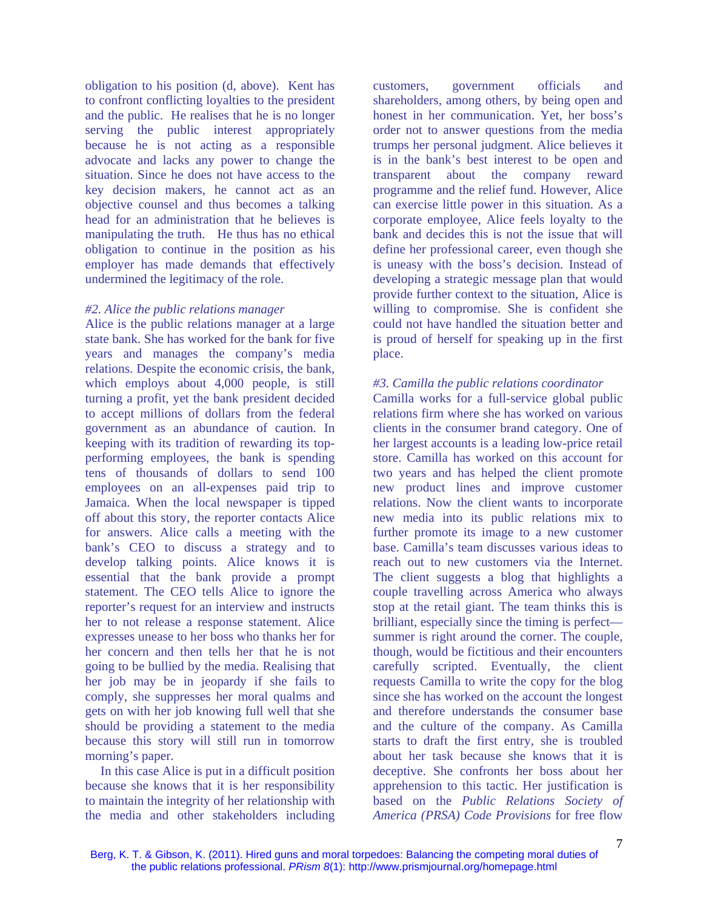obligation to his position (d, above). Kent has to confront conflicting loyalties to the president and the public. He realises that he is no longer serving the public interest appropriately because he is not acting as a responsible advocate and lacks any power to change the situation. Since he does not have access to the key decision makers, he cannot act as an objective counsel and thus becomes a talking head for an administration that he believes is manipulating the truth. He thus has no ethical obligation to continue in the position as his employer has made demands that effectively undermined the legitimacy of the role.

*#2. Alice the public relations manager*

Alice is the public relations manager at a large state bank. She has worked for the bank for five years and manages the company's media relations. Despite the economic crisis, the bank, which employs about 4,000 people, is still turning a profit, yet the bank president decided to accept millions of dollars from the federal government as an abundance of caution. In keeping with its tradition of rewarding its top-performing employees, the bank is spending tens of thousands of dollars to send 100 employees on an all-expenses paid trip to Jamaica. When the local newspaper is tipped off about this story, the reporter contacts Alice for answers. Alice calls a meeting with the bank's CEO to discuss a strategy and to develop talking points. Alice knows it is essential that the bank provide a prompt statement. The CEO tells Alice to ignore the reporter's request for an interview and instructs her to not release a response statement. Alice expresses unease to her boss who thanks her for her concern and then tells her that he is not going to be bullied by the media. Realising that her job may be in jeopardy if she fails to comply, she suppresses her moral qualms and gets on with her job knowing full well that she should be providing a statement to the media because this story will still run in tomorrow morning's paper.

In this case Alice is put in a difficult position because she knows that it is her responsibility to maintain the integrity of her relationship with the media and other stakeholders including customers, government officials and shareholders, among others, by being open and honest in her communication. Yet, her boss's order not to answer questions from the media trumps her personal judgment. Alice believes it is in the bank's best interest to be open and transparent about the company reward programme and the relief fund. However, Alice can exercise little power in this situation. As a corporate employee, Alice feels loyalty to the bank and decides this is not the issue that will define her professional career, even though she is uneasy with the boss's decision. Instead of developing a strategic message plan that would provide further context to the situation, Alice is willing to compromise. She is confident she could not have handled the situation better and is proud of herself for speaking up in the first place.

*#3. Camilla the public relations coordinator*

Camilla works for a full-service global public relations firm where she has worked on various clients in the consumer brand category. One of her largest accounts is a leading low-price retail store. Camilla has worked on this account for two years and has helped the client promote new product lines and improve customer relations. Now the client wants to incorporate new media into its public relations mix to further promote its image to a new customer base. Camilla's team discusses various ideas to reach out to new customers via the Internet. The client suggests a blog that highlights a couple travelling across America who always stop at the retail giant. The team thinks this is brilliant, especially since the timing is perfect—summer is right around the corner. The couple, though, would be fictitious and their encounters carefully scripted. Eventually, the client requests Camilla to write the copy for the blog since she has worked on the account the longest and therefore understands the consumer base and the culture of the company. As Camilla starts to draft the first entry, she is troubled about her task because she knows that it is deceptive. She confronts her boss about her apprehension to this tactic. Her justification is based on the *Public Relations Society of America (PRSA) Code Provisions* for free flow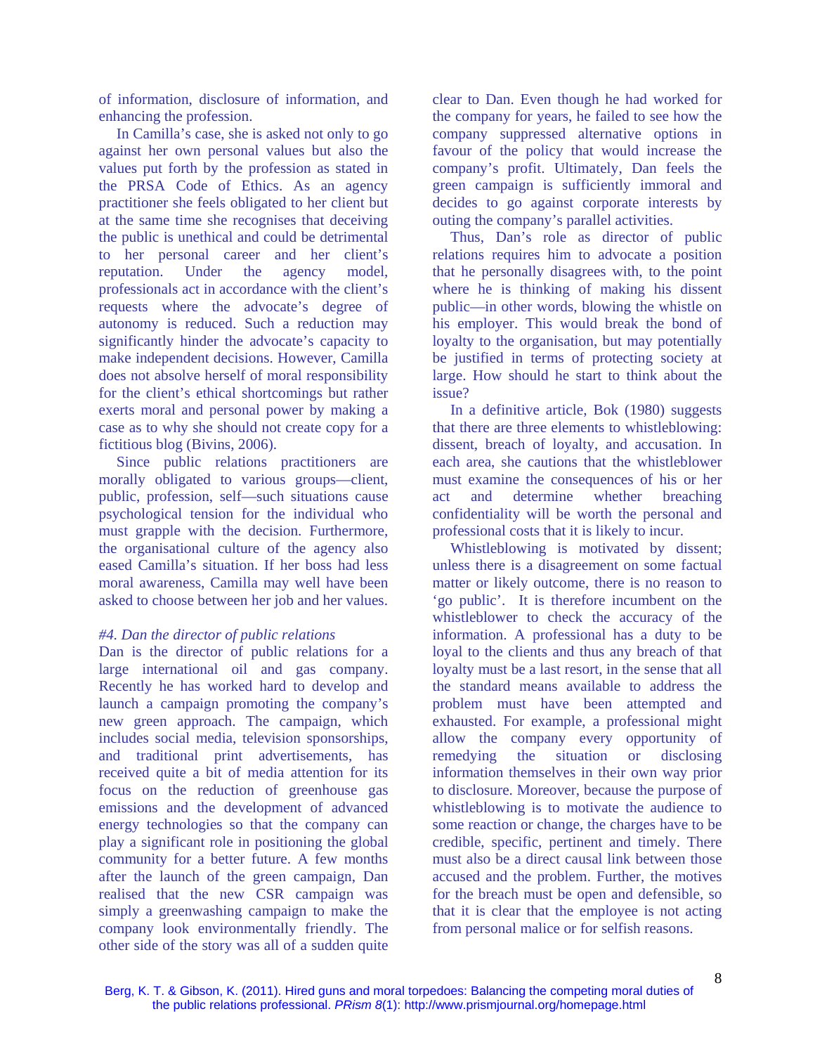of information, disclosure of information, and enhancing the profession.

In Camilla's case, she is asked not only to go against her own personal values but also the values put forth by the profession as stated in the PRSA Code of Ethics. As an agency practitioner she feels obligated to her client but at the same time she recognises that deceiving the public is unethical and could be detrimental to her personal career and her client's reputation. Under the agency model, professionals act in accordance with the client's requests where the advocate's degree of autonomy is reduced. Such a reduction may significantly hinder the advocate's capacity to make independent decisions. However, Camilla does not absolve herself of moral responsibility for the client's ethical shortcomings but rather exerts moral and personal power by making a case as to why she should not create copy for a fictitious blog (Bivins, 2006).

Since public relations practitioners are morally obligated to various groups—client, public, profession, self—such situations cause psychological tension for the individual who must grapple with the decision. Furthermore, the organisational culture of the agency also eased Camilla's situation. If her boss had less moral awareness, Camilla may well have been asked to choose between her job and her values.

*#4. Dan the director of public relations*

Dan is the director of public relations for a large international oil and gas company. Recently he has worked hard to develop and launch a campaign promoting the company's new green approach. The campaign, which includes social media, television sponsorships, and traditional print advertisements, has received quite a bit of media attention for its focus on the reduction of greenhouse gas emissions and the development of advanced energy technologies so that the company can play a significant role in positioning the global community for a better future. A few months after the launch of the green campaign, Dan realised that the new CSR campaign was simply a greenwashing campaign to make the company look environmentally friendly. The other side of the story was all of a sudden quite clear to Dan. Even though he had worked for the company for years, he failed to see how the company suppressed alternative options in favour of the policy that would increase the company's profit. Ultimately, Dan feels the green campaign is sufficiently immoral and decides to go against corporate interests by outing the company's parallel activities.

Thus, Dan's role as director of public relations requires him to advocate a position that he personally disagrees with, to the point where he is thinking of making his dissent public—in other words, blowing the whistle on his employer. This would break the bond of loyalty to the organisation, but may potentially be justified in terms of protecting society at large. How should he start to think about the issue?

In a definitive article, Bok (1980) suggests that there are three elements to whistleblowing: dissent, breach of loyalty, and accusation. In each area, she cautions that the whistleblower must examine the consequences of his or her act and determine whether breaching confidentiality will be worth the personal and professional costs that it is likely to incur.

Whistleblowing is motivated by dissent; unless there is a disagreement on some factual matter or likely outcome, there is no reason to 'go public'. It is therefore incumbent on the whistleblower to check the accuracy of the information. A professional has a duty to be loyal to the clients and thus any breach of that loyalty must be a last resort, in the sense that all the standard means available to address the problem must have been attempted and exhausted. For example, a professional might allow the company every opportunity of remedying the situation or disclosing information themselves in their own way prior to disclosure. Moreover, because the purpose of whistleblowing is to motivate the audience to some reaction or change, the charges have to be credible, specific, pertinent and timely. There must also be a direct causal link between those accused and the problem. Further, the motives for the breach must be open and defensible, so that it is clear that the employee is not acting from personal malice or for selfish reasons.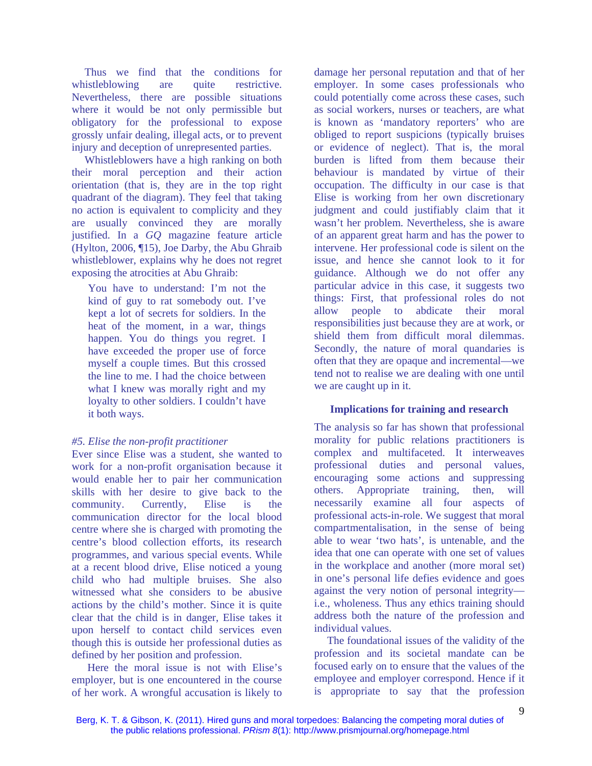Thus we find that the conditions for whistleblowing are quite restrictive. Nevertheless, there are possible situations where it would be not only permissible but obligatory for the professional to expose grossly unfair dealing, illegal acts, or to prevent injury and deception of unrepresented parties.

Whistleblowers have a high ranking on both their moral perception and their action orientation (that is, they are in the top right quadrant of the diagram). They feel that taking no action is equivalent to complicity and they are usually convinced they are morally justified. In a *GQ* magazine feature article (Hylton, 2006, ¶15), Joe Darby, the Abu Ghraib whistleblower, explains why he does not regret exposing the atrocities at Abu Ghraib:

> You have to understand: I'm not the kind of guy to rat somebody out. I've kept a lot of secrets for soldiers. In the heat of the moment, in a war, things happen. You do things you regret. I have exceeded the proper use of force myself a couple times. But this crossed the line to me. I had the choice between what I knew was morally right and my loyalty to other soldiers. I couldn't have it both ways.

*#5. Elise the non-profit practitioner*

Ever since Elise was a student, she wanted to work for a non-profit organisation because it would enable her to pair her communication skills with her desire to give back to the community. Currently, Elise is the communication director for the local blood centre where she is charged with promoting the centre's blood collection efforts, its research programmes, and various special events. While at a recent blood drive, Elise noticed a young child who had multiple bruises. She also witnessed what she considers to be abusive actions by the child's mother. Since it is quite clear that the child is in danger, Elise takes it upon herself to contact child services even though this is outside her professional duties as defined by her position and profession.

Here the moral issue is not with Elise's employer, but is one encountered in the course of her work. A wrongful accusation is likely to damage her personal reputation and that of her employer. In some cases professionals who could potentially come across these cases, such as social workers, nurses or teachers, are what is known as 'mandatory reporters' who are obliged to report suspicions (typically bruises or evidence of neglect). That is, the moral burden is lifted from them because their behaviour is mandated by virtue of their occupation. The difficulty in our case is that Elise is working from her own discretionary judgment and could justifiably claim that it wasn't her problem. Nevertheless, she is aware of an apparent great harm and has the power to intervene. Her professional code is silent on the issue, and hence she cannot look to it for guidance. Although we do not offer any particular advice in this case, it suggests two things: First, that professional roles do not allow people to abdicate their moral responsibilities just because they are at work, or shield them from difficult moral dilemmas. Secondly, the nature of moral quandaries is often that they are opaque and incremental—we tend not to realise we are dealing with one until we are caught up in it.

## Implications for training and research

The analysis so far has shown that professional morality for public relations practitioners is complex and multifaceted. It interweaves professional duties and personal values, encouraging some actions and suppressing others. Appropriate training, then, will necessarily examine all four aspects of professional acts-in-role. We suggest that moral compartmentalisation, in the sense of being able to wear 'two hats', is untenable, and the idea that one can operate with one set of values in the workplace and another (more moral set) in one's personal life defies evidence and goes against the very notion of personal integrity—i.e., wholeness. Thus any ethics training should address both the nature of the profession and individual values.

The foundational issues of the validity of the profession and its societal mandate can be focused early on to ensure that the values of the employee and employer correspond. Hence if it is appropriate to say that the profession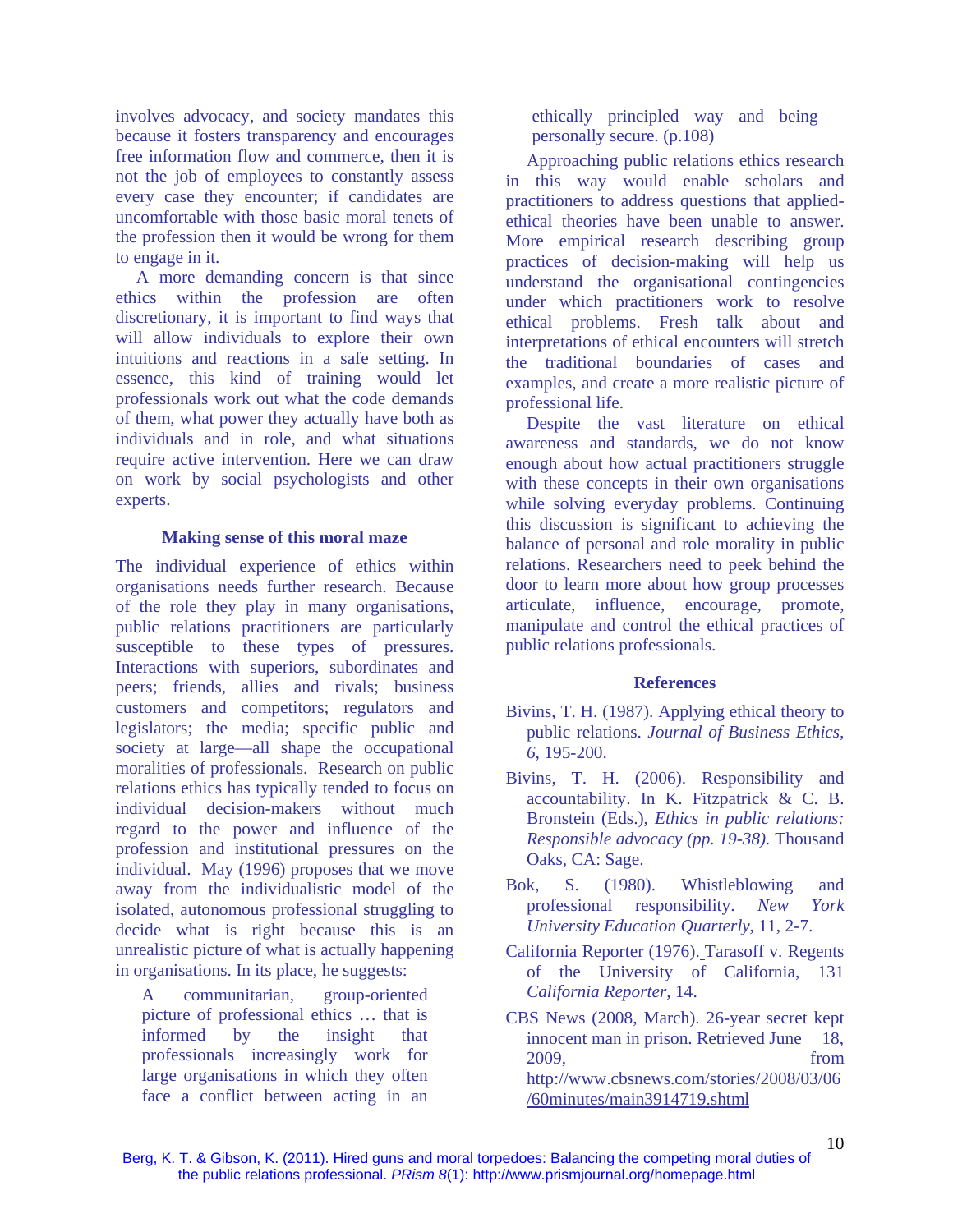involves advocacy, and society mandates this because it fosters transparency and encourages free information flow and commerce, then it is not the job of employees to constantly assess every case they encounter; if candidates are uncomfortable with those basic moral tenets of the profession then it would be wrong for them to engage in it.

A more demanding concern is that since ethics within the profession are often discretionary, it is important to find ways that will allow individuals to explore their own intuitions and reactions in a safe setting. In essence, this kind of training would let professionals work out what the code demands of them, what power they actually have both as individuals and in role, and what situations require active intervention. Here we can draw on work by social psychologists and other experts.

### Making sense of this moral maze

The individual experience of ethics within organisations needs further research. Because of the role they play in many organisations, public relations practitioners are particularly susceptible to these types of pressures. Interactions with superiors, subordinates and peers; friends, allies and rivals; business customers and competitors; regulators and legislators; the media; specific public and society at large—all shape the occupational moralities of professionals. Research on public relations ethics has typically tended to focus on individual decision-makers without much regard to the power and influence of the profession and institutional pressures on the individual. May (1996) proposes that we move away from the individualistic model of the isolated, autonomous professional struggling to decide what is right because this is an unrealistic picture of what is actually happening in organisations. In its place, he suggests:

> A communitarian, group-oriented picture of professional ethics … that is informed by the insight that professionals increasingly work for large organisations in which they often face a conflict between acting in an ethically principled way and being personally secure. (p.108)

Approaching public relations ethics research in this way would enable scholars and practitioners to address questions that applied-ethical theories have been unable to answer. More empirical research describing group practices of decision-making will help us understand the organisational contingencies under which practitioners work to resolve ethical problems. Fresh talk about and interpretations of ethical encounters will stretch the traditional boundaries of cases and examples, and create a more realistic picture of professional life.

Despite the vast literature on ethical awareness and standards, we do not know enough about how actual practitioners struggle with these concepts in their own organisations while solving everyday problems. Continuing this discussion is significant to achieving the balance of personal and role morality in public relations. Researchers need to peek behind the door to learn more about how group processes articulate, influence, encourage, promote, manipulate and control the ethical practices of public relations professionals.

### References

Bivins, T. H. (1987). Applying ethical theory to public relations. *Journal of Business Ethics*, *6*, 195-200.

Bivins, T. H. (2006). Responsibility and accountability. In K. Fitzpatrick & C. B. Bronstein (Eds.), *Ethics in public relations: Responsible advocacy (pp. 19-38)*. Thousand Oaks, CA: Sage.

Bok, S. (1980). Whistleblowing and professional responsibility. *New York University Education Quarterly*, 11, 2-7.

California Reporter (1976). Tarasoff v. Regents of the University of California, 131 *California Reporter*, 14.

CBS News (2008, March). 26-year secret kept innocent man in prison. Retrieved June 18, 2009, from http://www.cbsnews.com/stories/2008/03/06/60minutes/main3914719.shtml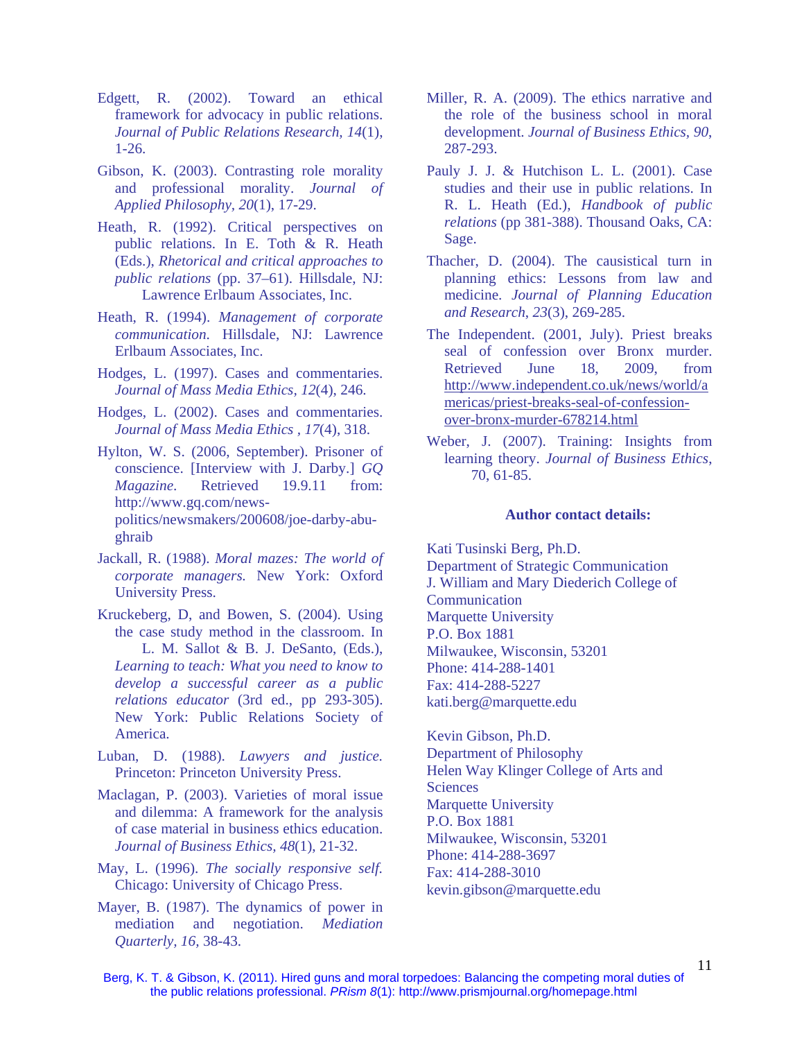Edgett, R. (2002). Toward an ethical framework for advocacy in public relations. *Journal of Public Relations Research, 14*(1), 1-26.

Gibson, K. (2003). Contrasting role morality and professional morality. *Journal of Applied Philosophy, 20*(1), 17-29.

Heath, R. (1992). Critical perspectives on public relations. In E. Toth & R. Heath (Eds.), *Rhetorical and critical approaches to public relations* (pp. 37–61). Hillsdale, NJ: Lawrence Erlbaum Associates, Inc.

Heath, R. (1994). *Management of corporate communication.* Hillsdale, NJ: Lawrence Erlbaum Associates, Inc.

Hodges, L. (1997). Cases and commentaries. *Journal of Mass Media Ethics*, *12*(4), 246.

Hodges, L. (2002). Cases and commentaries. *Journal of Mass Media Ethics* , *17*(4), 318.

Hylton, W. S. (2006, September). Prisoner of conscience. [Interview with J. Darby.] *GQ Magazine*. Retrieved 19.9.11 from: http://www.gq.com/news-politics/newsmakers/200608/joe-darby-abu-ghraib

Jackall, R. (1988). *Moral mazes: The world of corporate managers.* New York: Oxford University Press.

Kruckeberg, D, and Bowen, S. (2004). Using the case study method in the classroom. In L. M. Sallot & B. J. DeSanto, (Eds.), *Learning to teach: What you need to know to develop a successful career as a public relations educator* (3rd ed., pp 293-305). New York: Public Relations Society of America.

Luban, D. (1988). *Lawyers and justice.* Princeton: Princeton University Press.

Maclagan, P. (2003). Varieties of moral issue and dilemma: A framework for the analysis of case material in business ethics education. *Journal of Business Ethics, 48*(1), 21-32.

May, L. (1996). *The socially responsive self.* Chicago: University of Chicago Press.

Mayer, B. (1987). The dynamics of power in mediation and negotiation. *Mediation Quarterly, 16,* 38-43.

Miller, R. A. (2009). The ethics narrative and the role of the business school in moral development. *Journal of Business Ethics*, *90*, 287-293.

Pauly J. J. & Hutchison L. L. (2001). Case studies and their use in public relations. In R. L. Heath (Ed.), *Handbook of public relations* (pp 381-388). Thousand Oaks, CA: Sage.

Thacher, D. (2004). The causistical turn in planning ethics: Lessons from law and medicine. *Journal of Planning Education and Research*, *23*(3), 269-285.

The Independent. (2001, July). Priest breaks seal of confession over Bronx murder. Retrieved June 18, 2009, from http://www.independent.co.uk/news/world/americas/priest-breaks-seal-of-confession-over-bronx-murder-678214.html

Weber, J. (2007). Training: Insights from learning theory. *Journal of Business Ethics*, 70, 61-85.

**Author contact details:**

Kati Tusinski Berg, Ph.D.
Department of Strategic Communication
J. William and Mary Diederich College of Communication
Marquette University
P.O. Box 1881
Milwaukee, Wisconsin, 53201
Phone: 414-288-1401
Fax: 414-288-5227
kati.berg@marquette.edu

Kevin Gibson, Ph.D.
Department of Philosophy
Helen Way Klinger College of Arts and Sciences
Marquette University
P.O. Box 1881
Milwaukee, Wisconsin, 53201
Phone: 414-288-3697
Fax: 414-288-3010
kevin.gibson@marquette.edu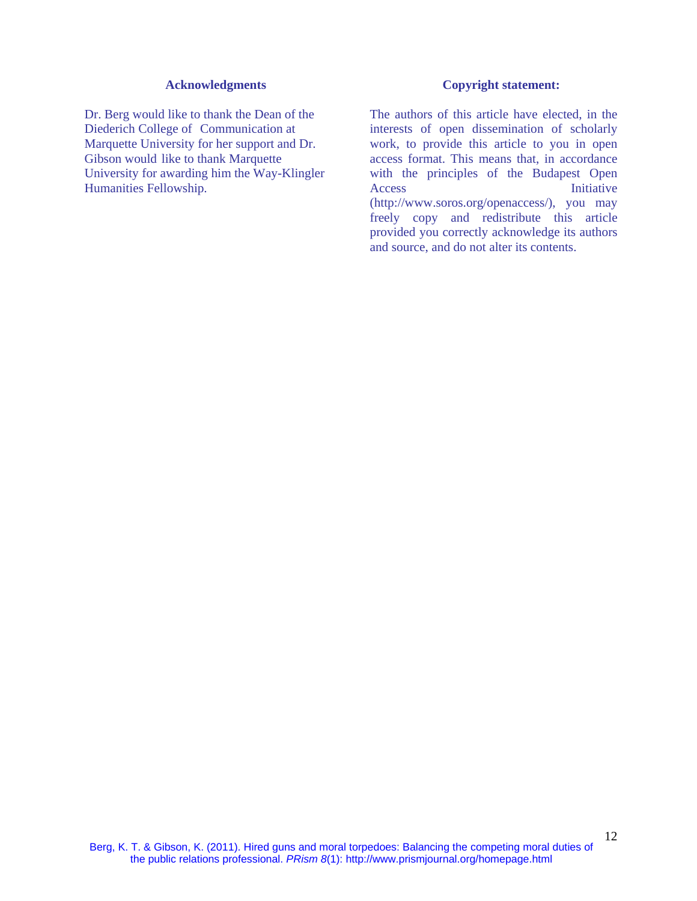### Acknowledgments

Dr. Berg would like to thank the Dean of the Diederich College of Communication at Marquette University for her support and Dr. Gibson would like to thank Marquette University for awarding him the Way-Klingler Humanities Fellowship.

### Copyright statement:

The authors of this article have elected, in the interests of open dissemination of scholarly work, to provide this article to you in open access format. This means that, in accordance with the principles of the Budapest Open Access Initiative (http://www.soros.org/openaccess/), you may freely copy and redistribute this article provided you correctly acknowledge its authors and source, and do not alter its contents.